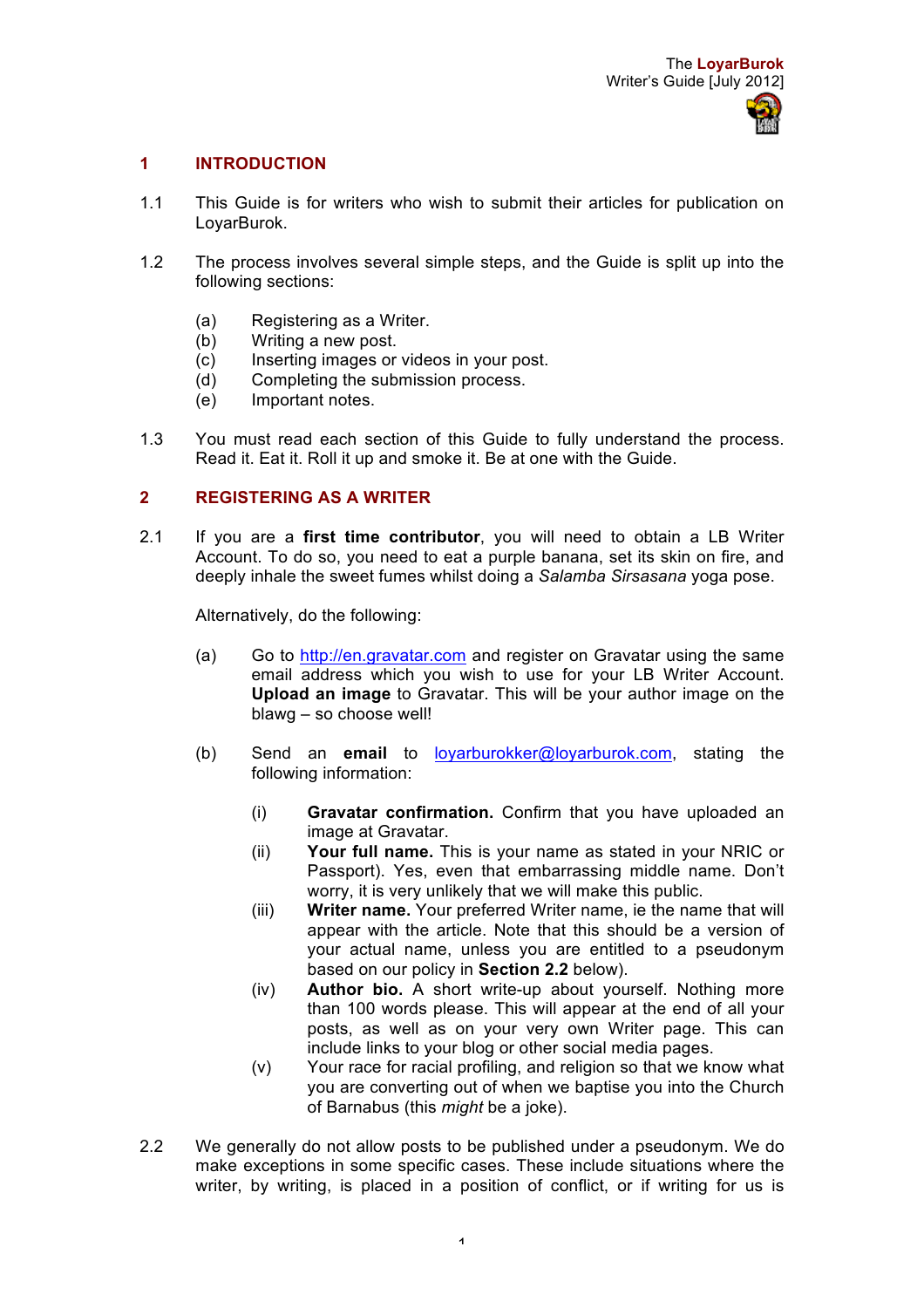## 1 INTRODUCTION

1.1 This Guide is for writers who wish to submit their articles for publication on LoyarBurok.

1.2 The process involves several simple steps, and the Guide is split up into the following sections:

- (a) Registering as a Writer.
- (b) Writing a new post.
- (c) Inserting images or videos in your post.
- (d) Completing the submission process.
- (e) Important notes.

1.3 You must read each section of this Guide to fully understand the process. Read it. Eat it. Roll it up and smoke it. Be at one with the Guide.

## 2 REGISTERING AS A WRITER

2.1 If you are a **first time contributor**, you will need to obtain a LB Writer Account. To do so, you need to eat a purple banana, set its skin on fire, and deeply inhale the sweet fumes whilst doing a *Salamba Sirsasana* yoga pose.

Alternatively, do the following:

(a) Go to http://en.gravatar.com and register on Gravatar using the same email address which you wish to use for your LB Writer Account. **Upload an image** to Gravatar. This will be your author image on the blawg – so choose well!

(b) Send an **email** to loyarburokker@loyarburok.com, stating the following information:

- (i) **Gravatar confirmation.** Confirm that you have uploaded an image at Gravatar.
- (ii) **Your full name.** This is your name as stated in your NRIC or Passport). Yes, even that embarrassing middle name. Don't worry, it is very unlikely that we will make this public.
- (iii) **Writer name.** Your preferred Writer name, ie the name that will appear with the article. Note that this should be a version of your actual name, unless you are entitled to a pseudonym based on our policy in **Section 2.2** below).
- (iv) **Author bio.** A short write-up about yourself. Nothing more than 100 words please. This will appear at the end of all your posts, as well as on your very own Writer page. This can include links to your blog or other social media pages.
- (v) Your race for racial profiling, and religion so that we know what you are converting out of when we baptise you into the Church of Barnabus (this *might* be a joke).

2.2 We generally do not allow posts to be published under a pseudonym. We do make exceptions in some specific cases. These include situations where the writer, by writing, is placed in a position of conflict, or if writing for us is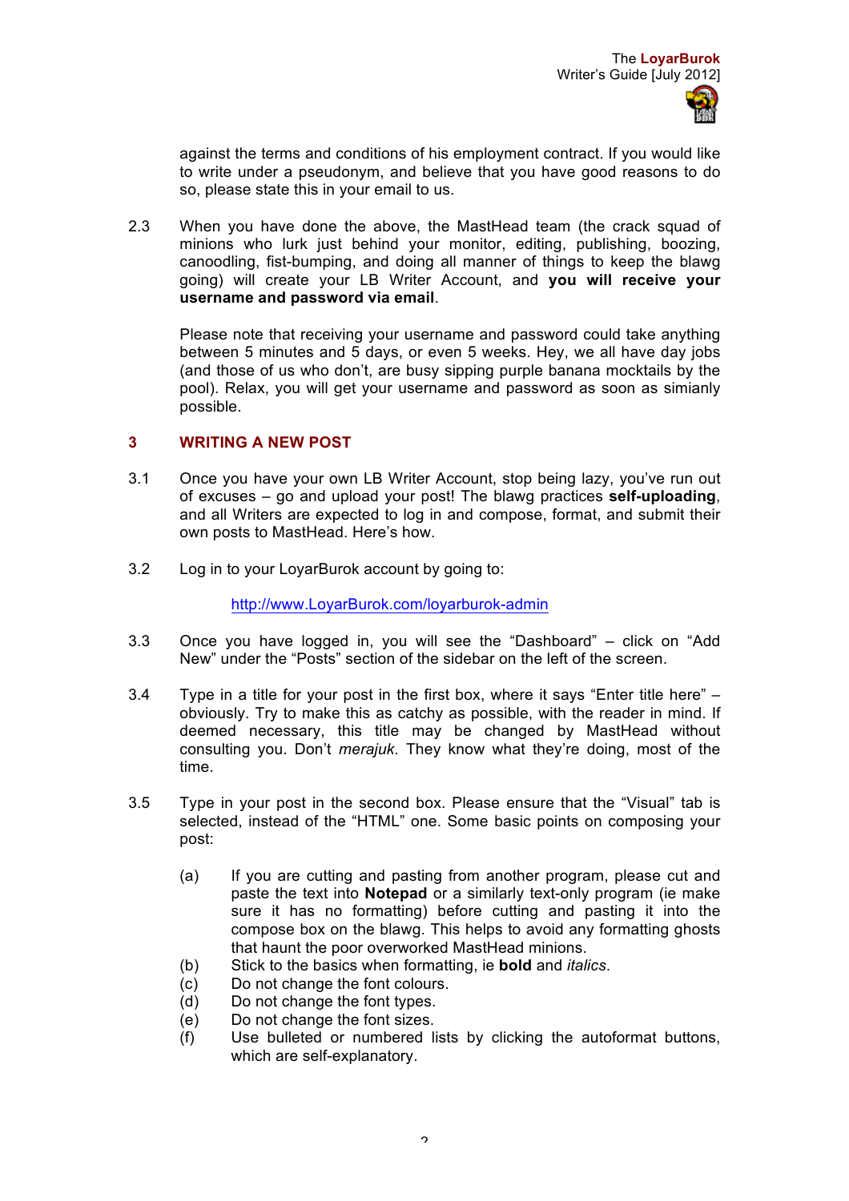against the terms and conditions of his employment contract. If you would like to write under a pseudonym, and believe that you have good reasons to do so, please state this in your email to us.

2.3 When you have done the above, the MastHead team (the crack squad of minions who lurk just behind your monitor, editing, publishing, boozing, canoodling, fist-bumping, and doing all manner of things to keep the blawg going) will create your LB Writer Account, and **you will receive your username and password via email**.

Please note that receiving your username and password could take anything between 5 minutes and 5 days, or even 5 weeks. Hey, we all have day jobs (and those of us who don't, are busy sipping purple banana mocktails by the pool). Relax, you will get your username and password as soon as simianly possible.

## 3 WRITING A NEW POST

3.1 Once you have your own LB Writer Account, stop being lazy, you've run out of excuses – go and upload your post! The blawg practices **self-uploading**, and all Writers are expected to log in and compose, format, and submit their own posts to MastHead. Here's how.

3.2 Log in to your LoyarBurok account by going to:

[http://www.LoyarBurok.com/loyarburok-admin](http://www.LoyarBurok.com/loyarburok-admin)

3.3 Once you have logged in, you will see the "Dashboard" – click on "Add New" under the "Posts" section of the sidebar on the left of the screen.

3.4 Type in a title for your post in the first box, where it says "Enter title here" – obviously. Try to make this as catchy as possible, with the reader in mind. If deemed necessary, this title may be changed by MastHead without consulting you. Don't *merajuk*. They know what they're doing, most of the time.

3.5 Type in your post in the second box. Please ensure that the "Visual" tab is selected, instead of the "HTML" one. Some basic points on composing your post:

(a) If you are cutting and pasting from another program, please cut and paste the text into **Notepad** or a similarly text-only program (ie make sure it has no formatting) before cutting and pasting it into the compose box on the blawg. This helps to avoid any formatting ghosts that haunt the poor overworked MastHead minions.

(b) Stick to the basics when formatting, ie **bold** and *italics*.

(c) Do not change the font colours.

(d) Do not change the font types.

(e) Do not change the font sizes.

(f) Use bulleted or numbered lists by clicking the autoformat buttons, which are self-explanatory.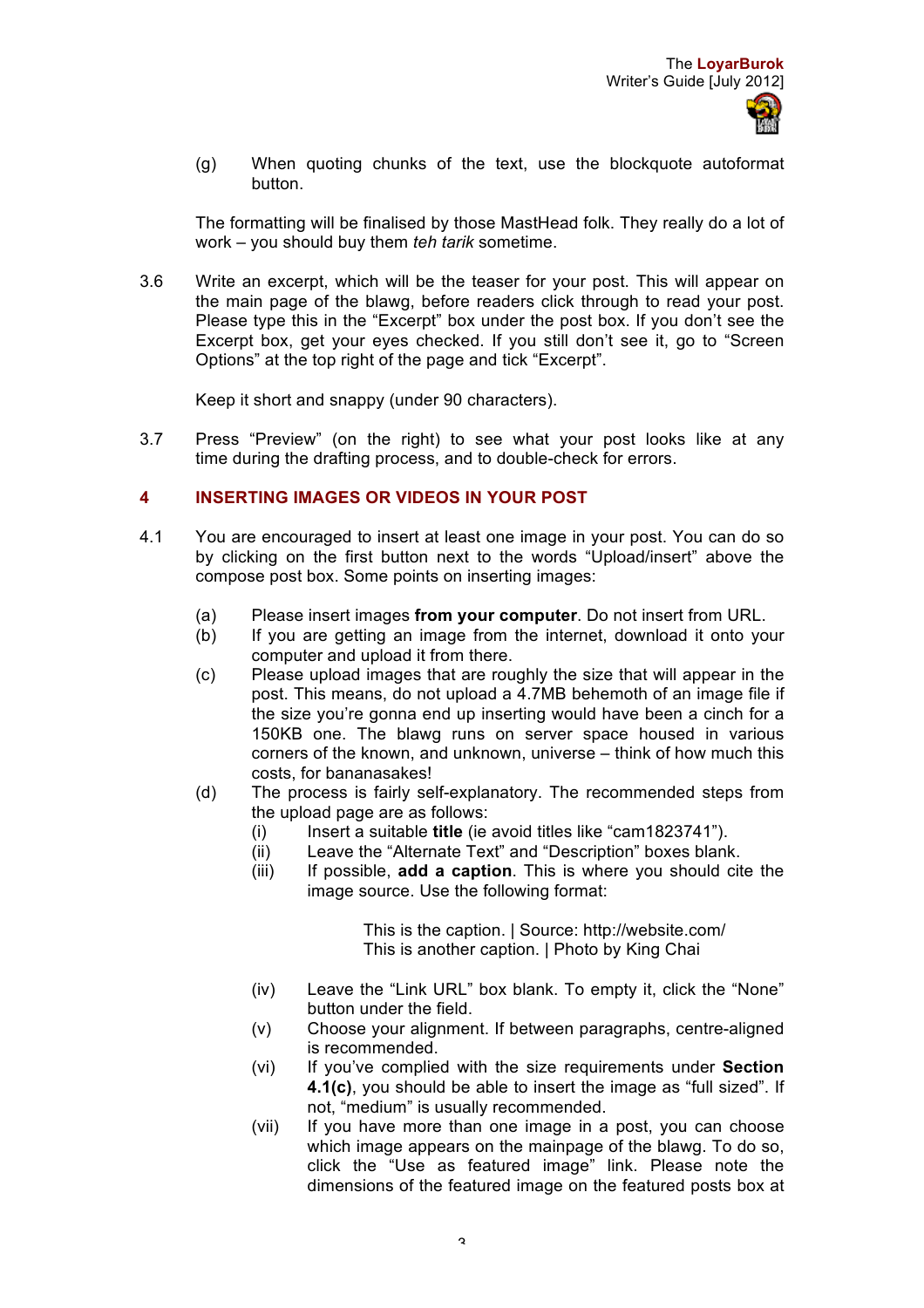(g) When quoting chunks of the text, use the blockquote autoformat button.

The formatting will be finalised by those MastHead folk. They really do a lot of work – you should buy them *teh tarik* sometime.

3.6 Write an excerpt, which will be the teaser for your post. This will appear on the main page of the blawg, before readers click through to read your post. Please type this in the "Excerpt" box under the post box. If you don't see the Excerpt box, get your eyes checked. If you still don't see it, go to "Screen Options" at the top right of the page and tick "Excerpt".

Keep it short and snappy (under 90 characters).

3.7 Press "Preview" (on the right) to see what your post looks like at any time during the drafting process, and to double-check for errors.

## 4 INSERTING IMAGES OR VIDEOS IN YOUR POST

4.1 You are encouraged to insert at least one image in your post. You can do so by clicking on the first button next to the words "Upload/insert" above the compose post box. Some points on inserting images:

(a) Please insert images **from your computer**. Do not insert from URL.

(b) If you are getting an image from the internet, download it onto your computer and upload it from there.

(c) Please upload images that are roughly the size that will appear in the post. This means, do not upload a 4.7MB behemoth of an image file if the size you're gonna end up inserting would have been a cinch for a 150KB one. The blawg runs on server space housed in various corners of the known, and unknown, universe – think of how much this costs, for bananasakes!

(d) The process is fairly self-explanatory. The recommended steps from the upload page are as follows:

(i) Insert a suitable **title** (ie avoid titles like "cam1823741").

(ii) Leave the "Alternate Text" and "Description" boxes blank.

(iii) If possible, **add a caption**. This is where you should cite the image source. Use the following format:

This is the caption. | Source: http://website.com/
This is another caption. | Photo by King Chai

(iv) Leave the "Link URL" box blank. To empty it, click the "None" button under the field.

(v) Choose your alignment. If between paragraphs, centre-aligned is recommended.

(vi) If you've complied with the size requirements under **Section 4.1(c)**, you should be able to insert the image as "full sized". If not, "medium" is usually recommended.

(vii) If you have more than one image in a post, you can choose which image appears on the mainpage of the blawg. To do so, click the "Use as featured image" link. Please note the dimensions of the featured image on the featured posts box at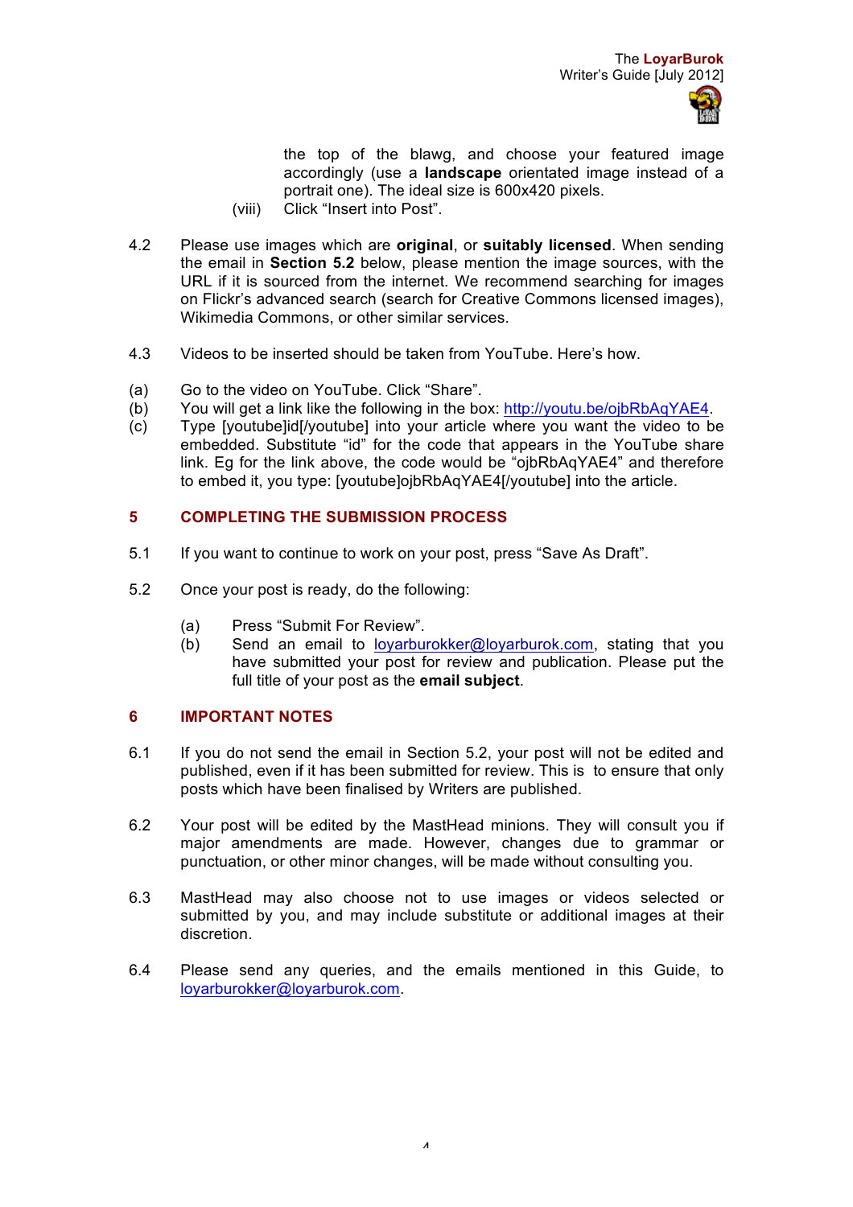the top of the blawg, and choose your featured image accordingly (use a **landscape** orientated image instead of a portrait one). The ideal size is 600x420 pixels.

(viii) Click "Insert into Post".

4.2 Please use images which are **original**, or **suitably licensed**. When sending the email in **Section 5.2** below, please mention the image sources, with the URL if it is sourced from the internet. We recommend searching for images on Flickr's advanced search (search for Creative Commons licensed images), Wikimedia Commons, or other similar services.

4.3 Videos to be inserted should be taken from YouTube. Here's how.

(a) Go to the video on YouTube. Click "Share".

(b) You will get a link like the following in the box: http://youtu.be/ojbRbAqYAE4.

(c) Type [youtube]id[/youtube] into your article where you want the video to be embedded. Substitute "id" for the code that appears in the YouTube share link. Eg for the link above, the code would be "ojbRbAqYAE4" and therefore to embed it, you type: [youtube]ojbRbAqYAE4[/youtube] into the article.

## 5 COMPLETING THE SUBMISSION PROCESS

5.1 If you want to continue to work on your post, press "Save As Draft".

5.2 Once your post is ready, do the following:

(a) Press "Submit For Review".

(b) Send an email to loyarburokker@loyarburok.com, stating that you have submitted your post for review and publication. Please put the full title of your post as the **email subject**.

## 6 IMPORTANT NOTES

6.1 If you do not send the email in Section 5.2, your post will not be edited and published, even if it has been submitted for review. This is to ensure that only posts which have been finalised by Writers are published.

6.2 Your post will be edited by the MastHead minions. They will consult you if major amendments are made. However, changes due to grammar or punctuation, or other minor changes, will be made without consulting you.

6.3 MastHead may also choose not to use images or videos selected or submitted by you, and may include substitute or additional images at their discretion.

6.4 Please send any queries, and the emails mentioned in this Guide, to loyarburokker@loyarburok.com.